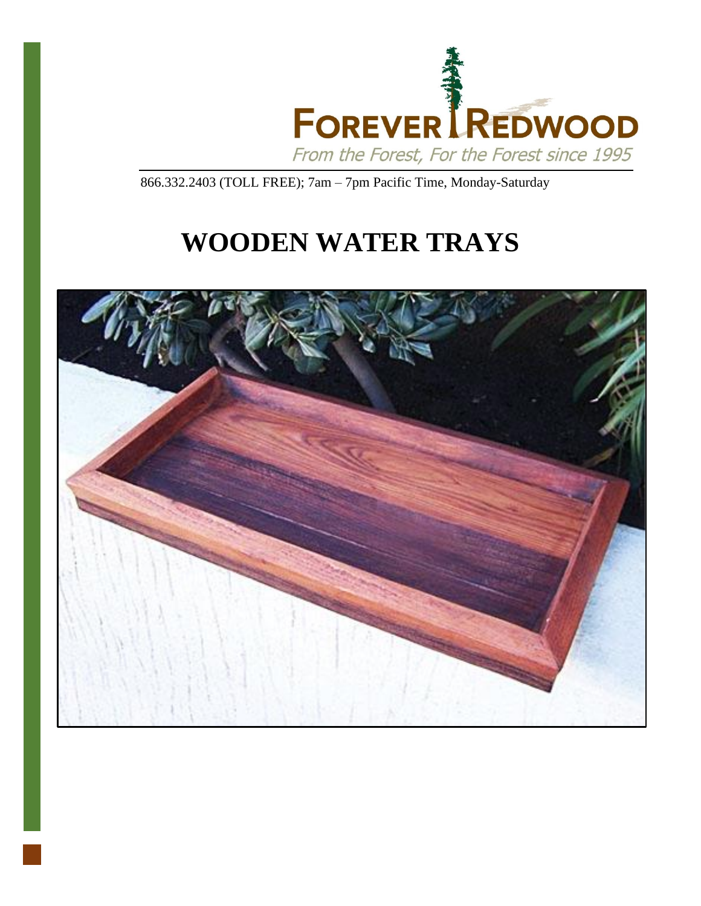FOREVER REDWOOD

*From the Forest, For the Forest since 1995*

866.332.2403 (TOLL FREE); 7am – 7pm Pacific Time, Monday-Saturday

# WOODEN WATER TRAYS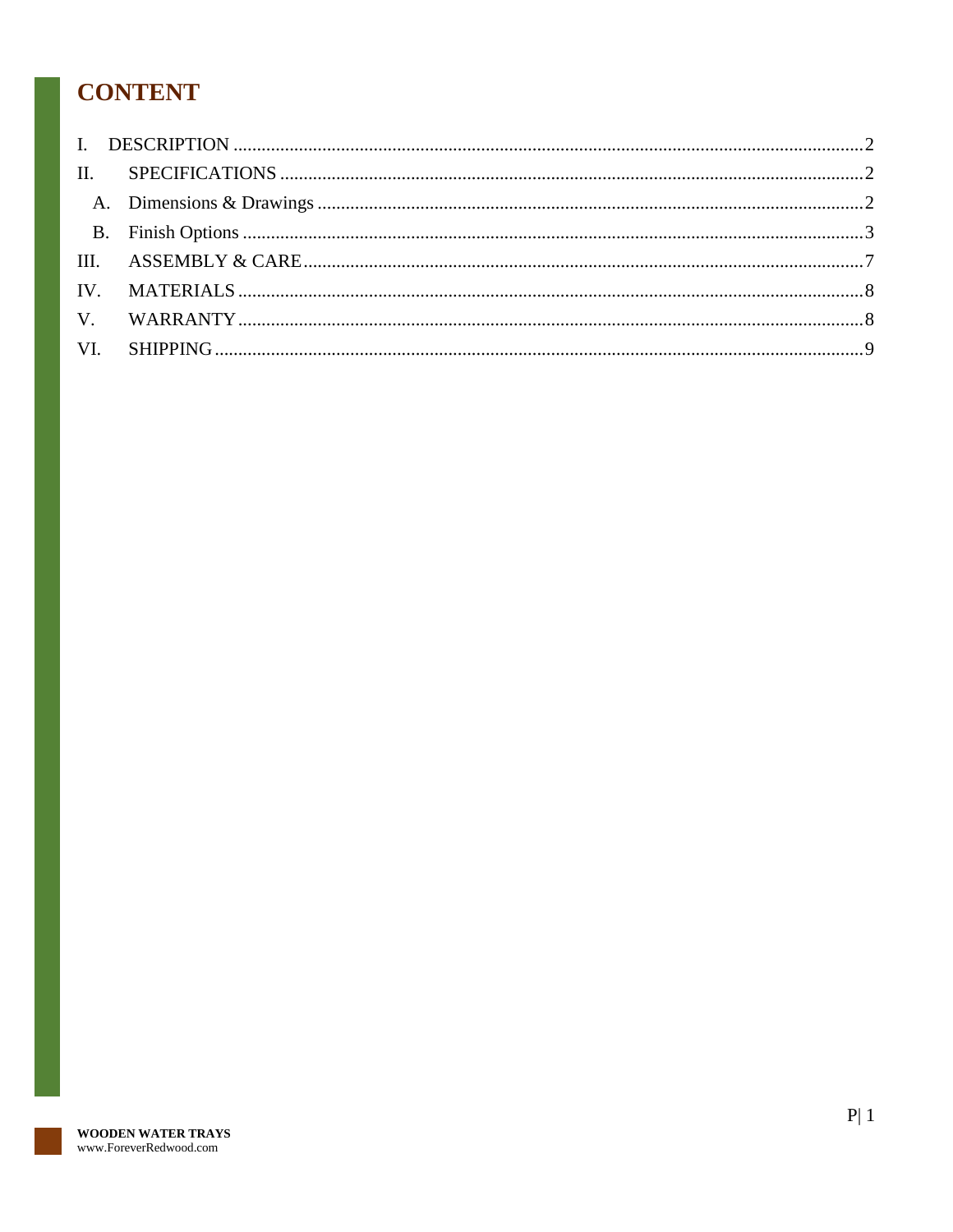# CONTENT

I. DESCRIPTION .......... 2

II. SPECIFICATIONS .......... 2

A. Dimensions & Drawings .......... 2

B. Finish Options .......... 3

III. ASSEMBLY & CARE .......... 7

IV. MATERIALS .......... 8

V. WARRANTY .......... 8

VI. SHIPPING .......... 9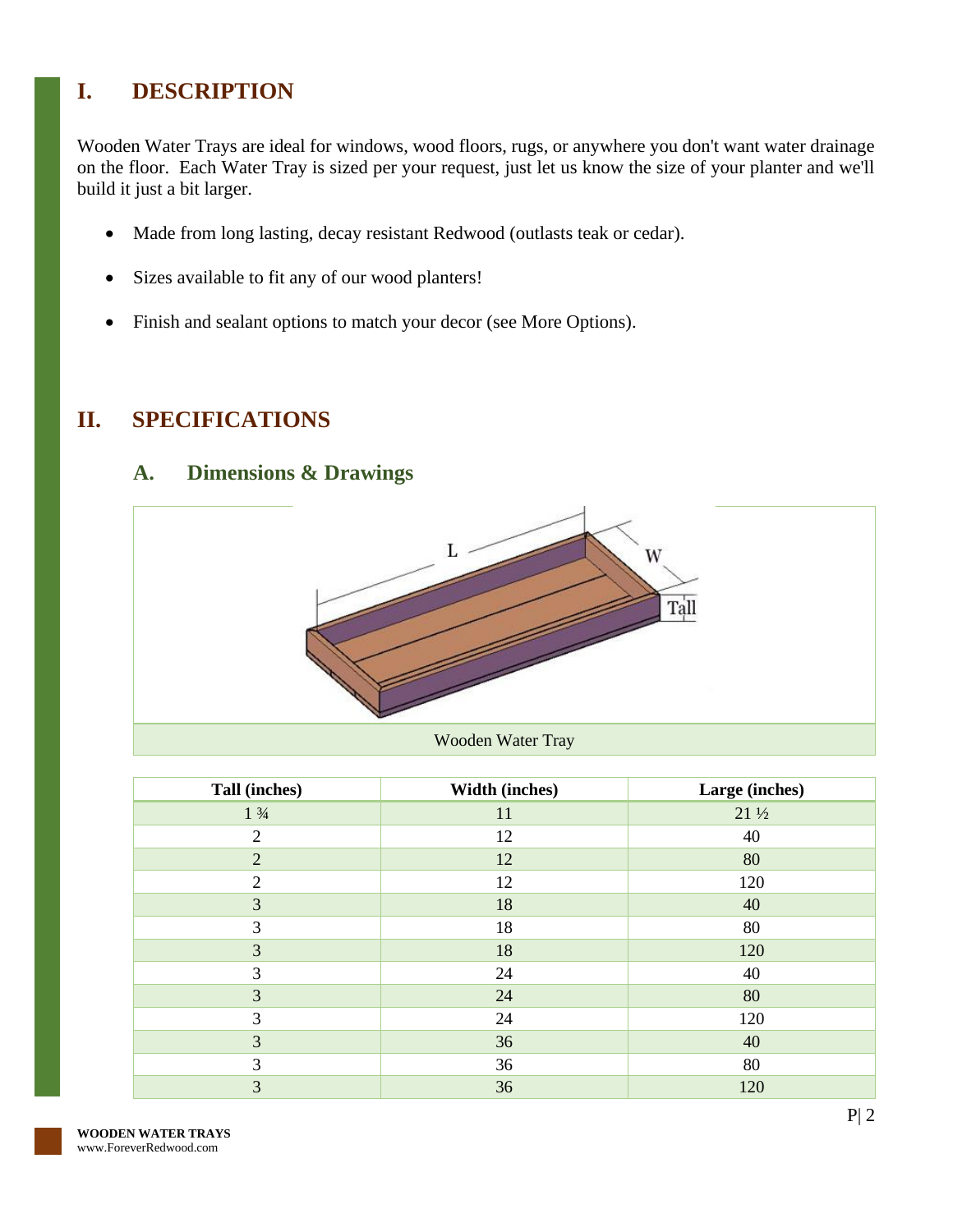# I. DESCRIPTION

Wooden Water Trays are ideal for windows, wood floors, rugs, or anywhere you don't want water drainage on the floor. Each Water Tray is sized per your request, just let us know the size of your planter and we'll build it just a bit larger.

- Made from long lasting, decay resistant Redwood (outlasts teak or cedar).
- Sizes available to fit any of our wood planters!
- Finish and sealant options to match your decor (see More Options).

# II. SPECIFICATIONS

## A. Dimensions & Drawings

Wooden Water Tray

| Tall (inches) | Width (inches) | Large (inches) |
| --- | --- | --- |
| 1 ¾ | 11 | 21 ½ |
| 2 | 12 | 40 |
| 2 | 12 | 80 |
| 2 | 12 | 120 |
| 3 | 18 | 40 |
| 3 | 18 | 80 |
| 3 | 18 | 120 |
| 3 | 24 | 40 |
| 3 | 24 | 80 |
| 3 | 24 | 120 |
| 3 | 36 | 40 |
| 3 | 36 | 80 |
| 3 | 36 | 120 |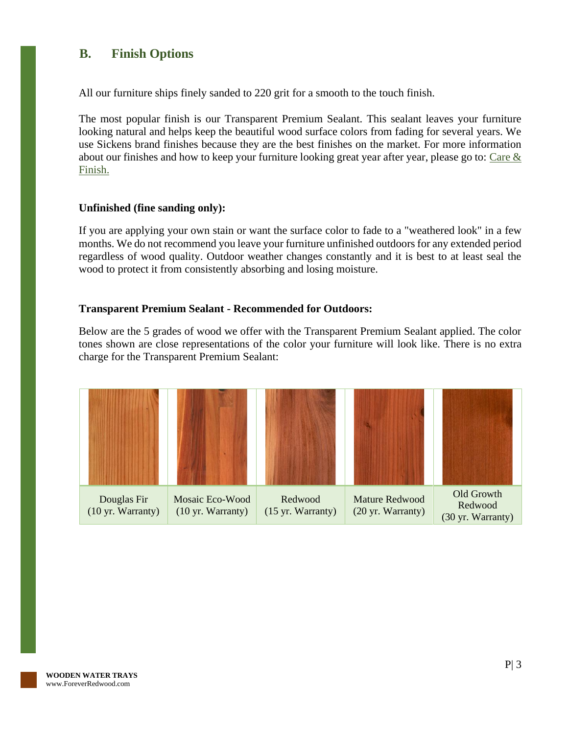## B. Finish Options

All our furniture ships finely sanded to 220 grit for a smooth to the touch finish.

The most popular finish is our Transparent Premium Sealant. This sealant leaves your furniture looking natural and helps keep the beautiful wood surface colors from fading for several years. We use Sickens brand finishes because they are the best finishes on the market. For more information about our finishes and how to keep your furniture looking great year after year, please go to: Care & Finish.

**Unfinished (fine sanding only):**

If you are applying your own stain or want the surface color to fade to a "weathered look" in a few months. We do not recommend you leave your furniture unfinished outdoors for any extended period regardless of wood quality. Outdoor weather changes constantly and it is best to at least seal the wood to protect it from consistently absorbing and losing moisture.

**Transparent Premium Sealant - Recommended for Outdoors:**

Below are the 5 grades of wood we offer with the Transparent Premium Sealant applied. The color tones shown are close representations of the color your furniture will look like. There is no extra charge for the Transparent Premium Sealant:

| Douglas Fir (10 yr. Warranty) | Mosaic Eco-Wood (10 yr. Warranty) | Redwood (15 yr. Warranty) | Mature Redwood (20 yr. Warranty) | Old Growth Redwood (30 yr. Warranty) |
|---|---|---|---|---|

**WOODEN WATER TRAYS**
www.ForeverRedwood.com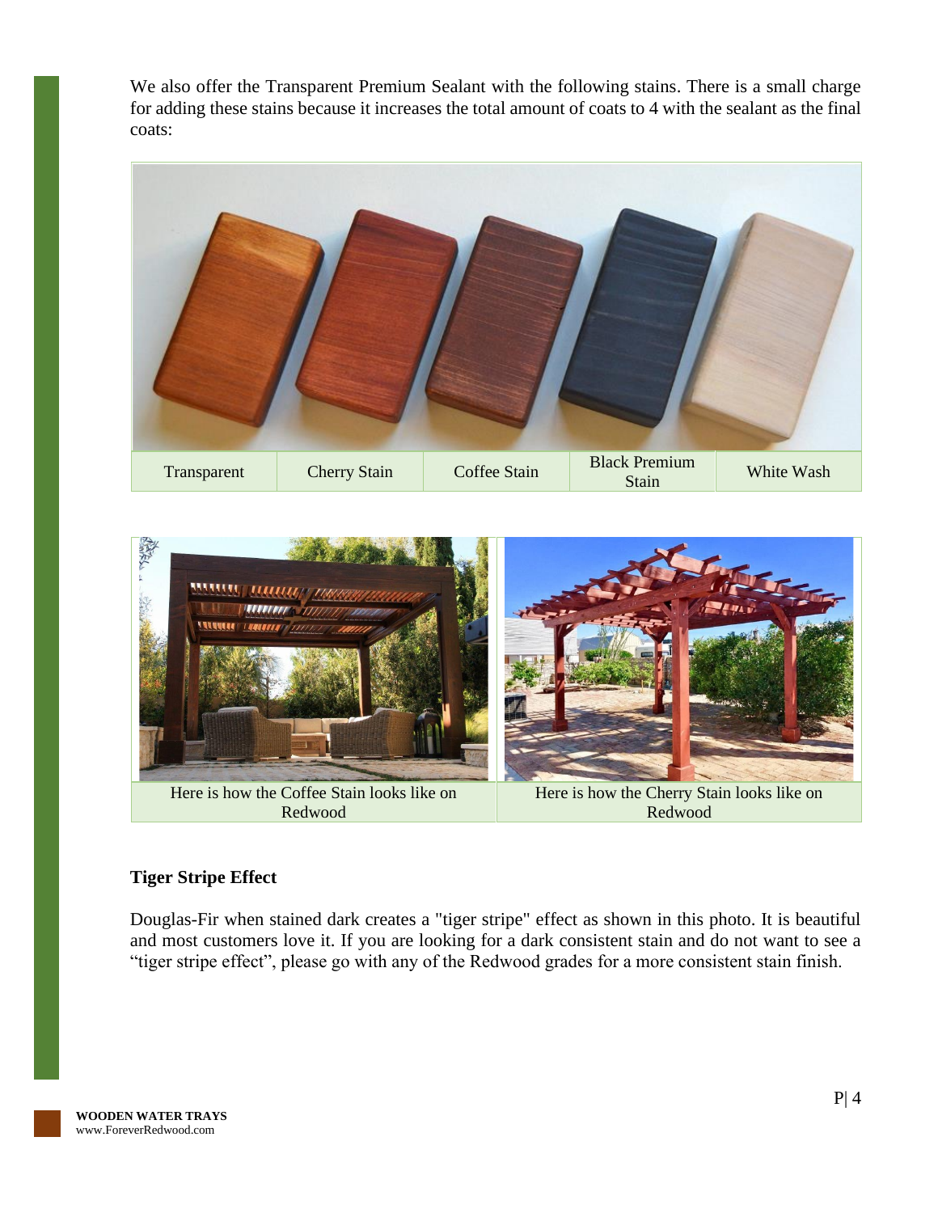We also offer the Transparent Premium Sealant with the following stains. There is a small charge for adding these stains because it increases the total amount of coats to 4 with the sealant as the final coats:

| Transparent | Cherry Stain | Coffee Stain | Black Premium Stain | White Wash |
|---|---|---|---|---|

| Here is how the Coffee Stain looks like on Redwood | Here is how the Cherry Stain looks like on Redwood |
|---|---|

**Tiger Stripe Effect**

Douglas-Fir when stained dark creates a "tiger stripe" effect as shown in this photo. It is beautiful and most customers love it. If you are looking for a dark consistent stain and do not want to see a "tiger stripe effect", please go with any of the Redwood grades for a more consistent stain finish.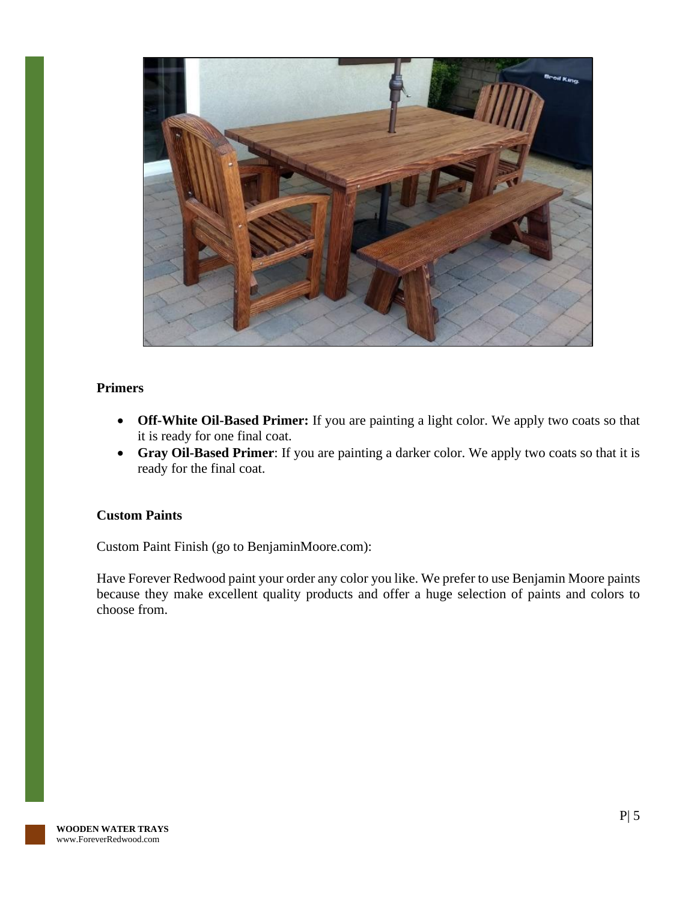### Primers

- **Off-White Oil-Based Primer:** If you are painting a light color. We apply two coats so that it is ready for one final coat.
- **Gray Oil-Based Primer**: If you are painting a darker color. We apply two coats so that it is ready for the final coat.

### Custom Paints

Custom Paint Finish (go to BenjaminMoore.com):

Have Forever Redwood paint your order any color you like. We prefer to use Benjamin Moore paints because they make excellent quality products and offer a huge selection of paints and colors to choose from.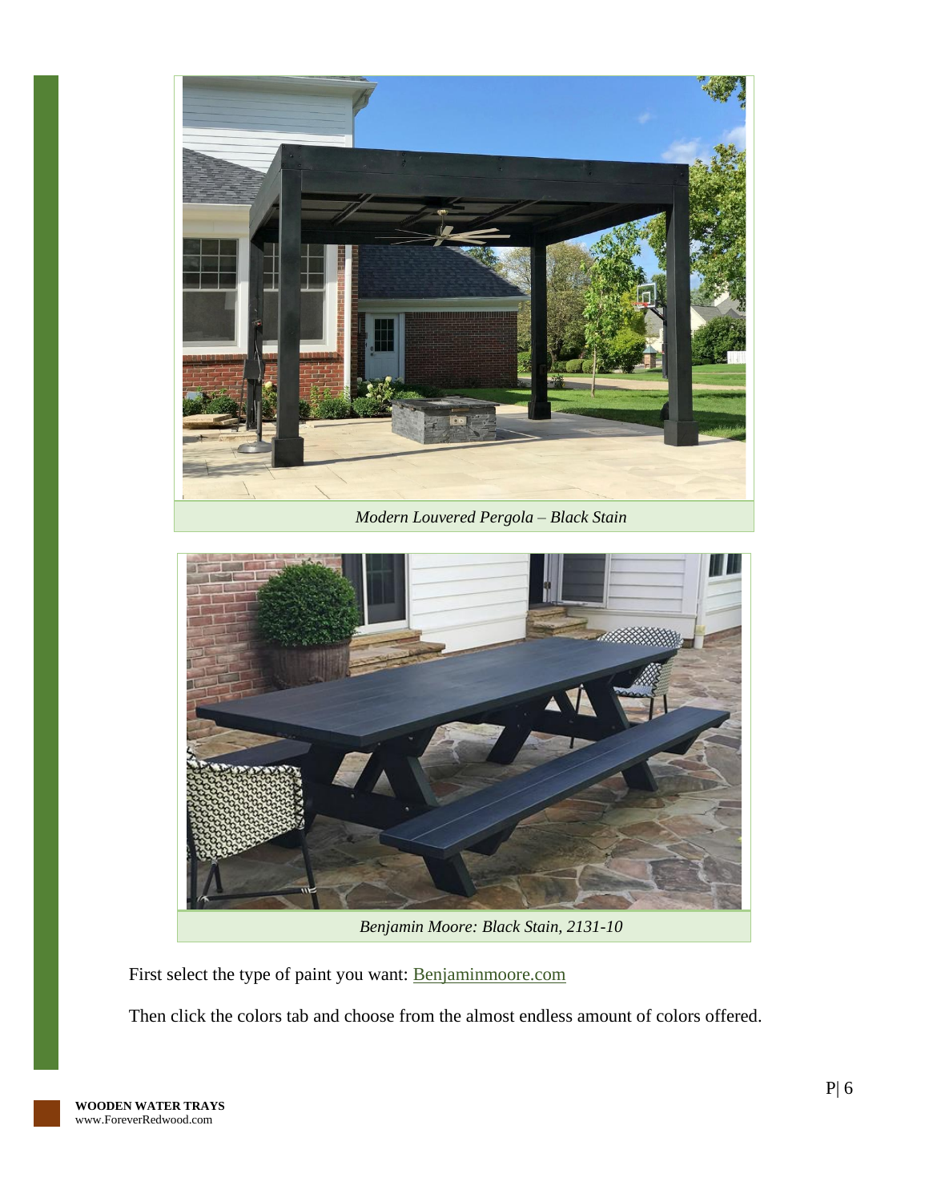*Modern Louvered Pergola – Black Stain*

*Benjamin Moore: Black Stain, 2131-10*

First select the type of paint you want: [Benjaminmoore.com](https://www.benjaminmoore.com)

Then click the colors tab and choose from the almost endless amount of colors offered.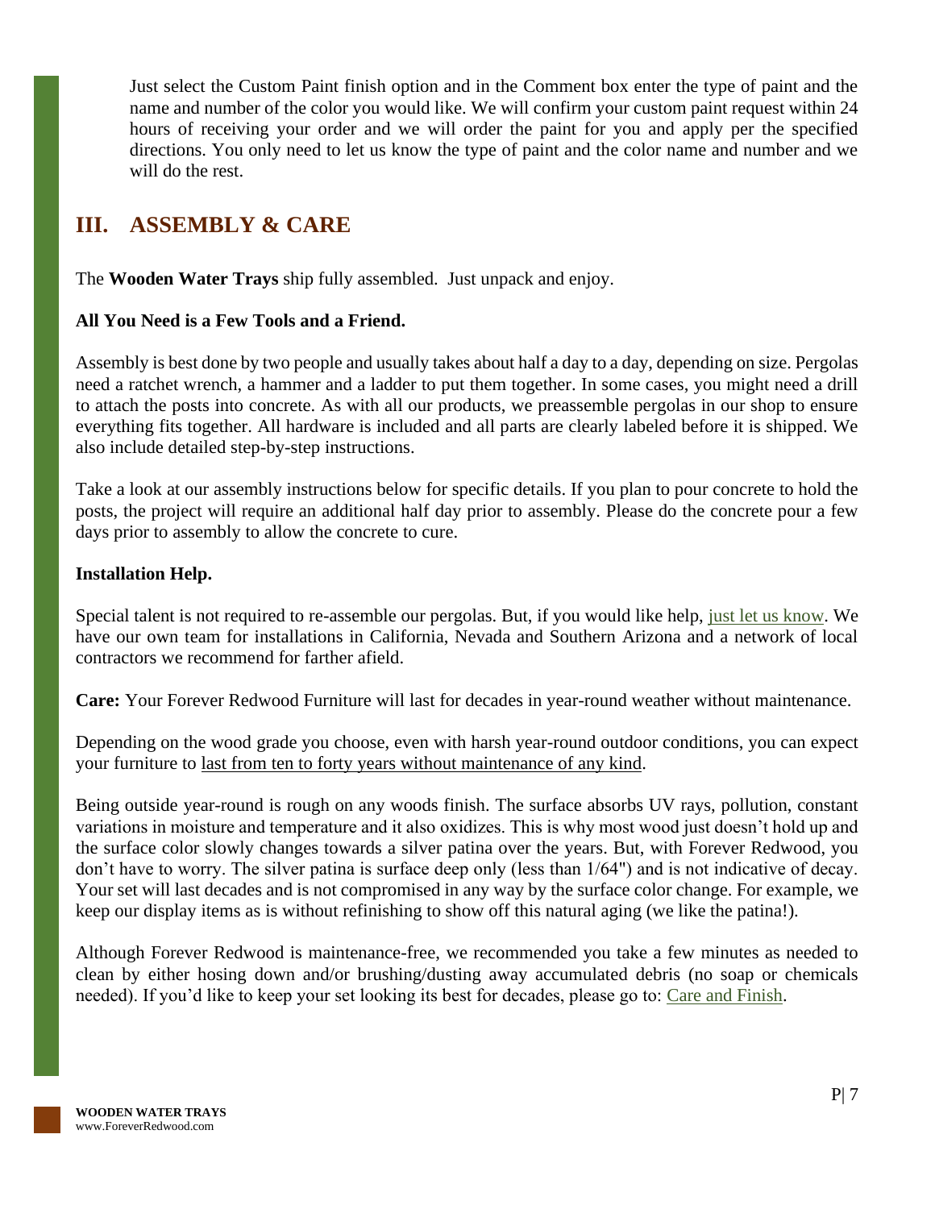Just select the Custom Paint finish option and in the Comment box enter the type of paint and the name and number of the color you would like. We will confirm your custom paint request within 24 hours of receiving your order and we will order the paint for you and apply per the specified directions. You only need to let us know the type of paint and the color name and number and we will do the rest.

## III. ASSEMBLY & CARE

The **Wooden Water Trays** ship fully assembled. Just unpack and enjoy.

**All You Need is a Few Tools and a Friend.**

Assembly is best done by two people and usually takes about half a day to a day, depending on size. Pergolas need a ratchet wrench, a hammer and a ladder to put them together. In some cases, you might need a drill to attach the posts into concrete. As with all our products, we preassemble pergolas in our shop to ensure everything fits together. All hardware is included and all parts are clearly labeled before it is shipped. We also include detailed step-by-step instructions.

Take a look at our assembly instructions below for specific details. If you plan to pour concrete to hold the posts, the project will require an additional half day prior to assembly. Please do the concrete pour a few days prior to assembly to allow the concrete to cure.

**Installation Help.**

Special talent is not required to re-assemble our pergolas. But, if you would like help, just let us know. We have our own team for installations in California, Nevada and Southern Arizona and a network of local contractors we recommend for farther afield.

**Care:** Your Forever Redwood Furniture will last for decades in year-round weather without maintenance.

Depending on the wood grade you choose, even with harsh year-round outdoor conditions, you can expect your furniture to last from ten to forty years without maintenance of any kind.

Being outside year-round is rough on any woods finish. The surface absorbs UV rays, pollution, constant variations in moisture and temperature and it also oxidizes. This is why most wood just doesn't hold up and the surface color slowly changes towards a silver patina over the years. But, with Forever Redwood, you don't have to worry. The silver patina is surface deep only (less than 1/64") and is not indicative of decay. Your set will last decades and is not compromised in any way by the surface color change. For example, we keep our display items as is without refinishing to show off this natural aging (we like the patina!).

Although Forever Redwood is maintenance-free, we recommended you take a few minutes as needed to clean by either hosing down and/or brushing/dusting away accumulated debris (no soap or chemicals needed). If you'd like to keep your set looking its best for decades, please go to: Care and Finish.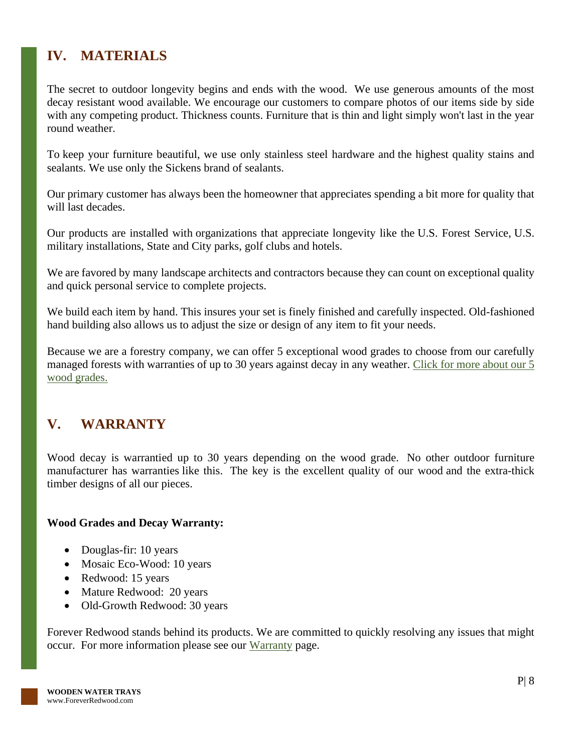## IV. MATERIALS

The secret to outdoor longevity begins and ends with the wood. We use generous amounts of the most decay resistant wood available. We encourage our customers to compare photos of our items side by side with any competing product. Thickness counts. Furniture that is thin and light simply won't last in the year round weather.

To keep your furniture beautiful, we use only stainless steel hardware and the highest quality stains and sealants. We use only the Sickens brand of sealants.

Our primary customer has always been the homeowner that appreciates spending a bit more for quality that will last decades.

Our products are installed with organizations that appreciate longevity like the U.S. Forest Service, U.S. military installations, State and City parks, golf clubs and hotels.

We are favored by many landscape architects and contractors because they can count on exceptional quality and quick personal service to complete projects.

We build each item by hand. This insures your set is finely finished and carefully inspected. Old-fashioned hand building also allows us to adjust the size or design of any item to fit your needs.

Because we are a forestry company, we can offer 5 exceptional wood grades to choose from our carefully managed forests with warranties of up to 30 years against decay in any weather. Click for more about our 5 wood grades.

## V. WARRANTY

Wood decay is warrantied up to 30 years depending on the wood grade. No other outdoor furniture manufacturer has warranties like this. The key is the excellent quality of our wood and the extra-thick timber designs of all our pieces.

**Wood Grades and Decay Warranty:**

- Douglas-fir: 10 years
- Mosaic Eco-Wood: 10 years
- Redwood: 15 years
- Mature Redwood: 20 years
- Old-Growth Redwood: 30 years

Forever Redwood stands behind its products. We are committed to quickly resolving any issues that might occur. For more information please see our Warranty page.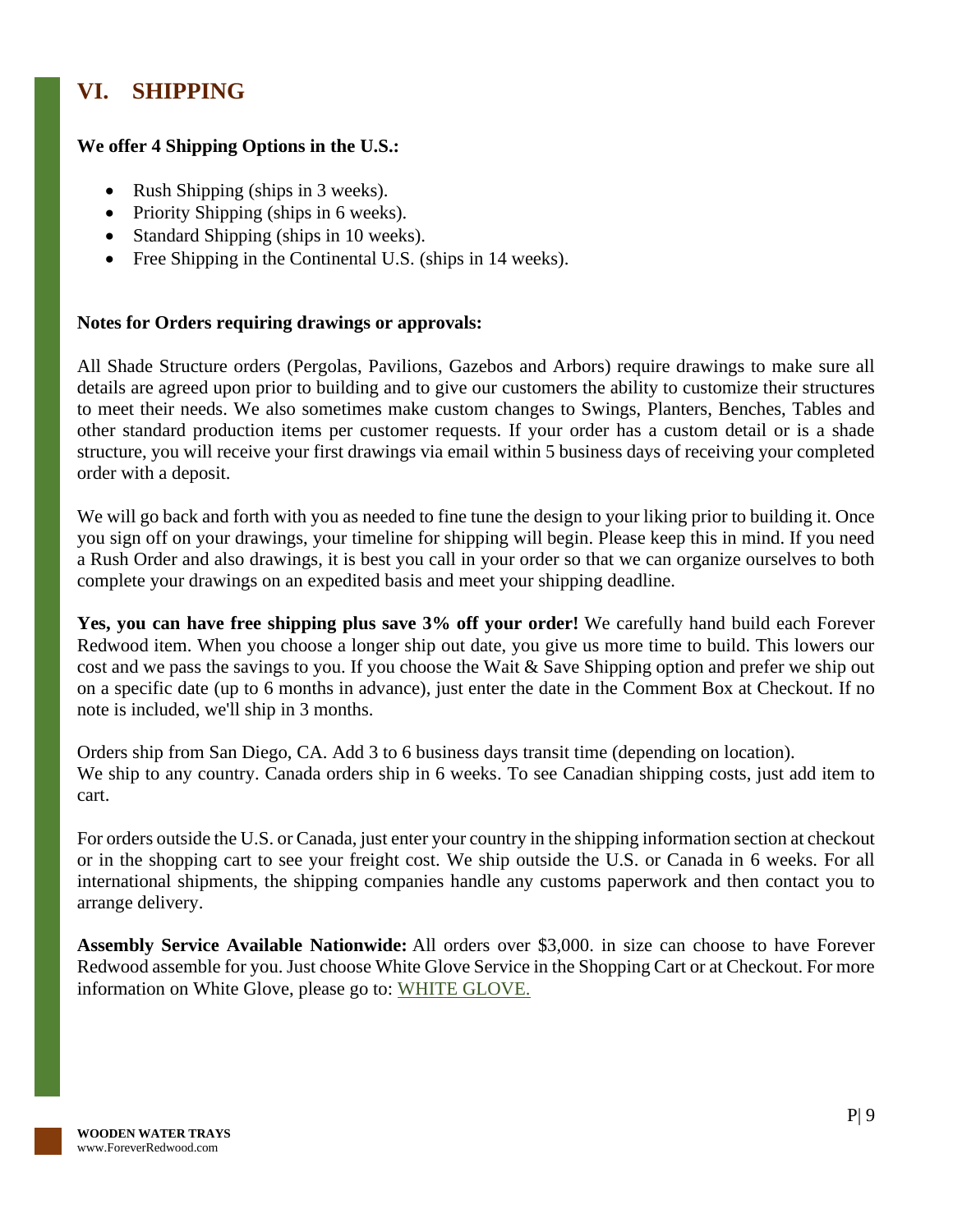# VI. SHIPPING

**We offer 4 Shipping Options in the U.S.:**

- Rush Shipping (ships in 3 weeks).
- Priority Shipping (ships in 6 weeks).
- Standard Shipping (ships in 10 weeks).
- Free Shipping in the Continental U.S. (ships in 14 weeks).

**Notes for Orders requiring drawings or approvals:**

All Shade Structure orders (Pergolas, Pavilions, Gazebos and Arbors) require drawings to make sure all details are agreed upon prior to building and to give our customers the ability to customize their structures to meet their needs. We also sometimes make custom changes to Swings, Planters, Benches, Tables and other standard production items per customer requests. If your order has a custom detail or is a shade structure, you will receive your first drawings via email within 5 business days of receiving your completed order with a deposit.

We will go back and forth with you as needed to fine tune the design to your liking prior to building it. Once you sign off on your drawings, your timeline for shipping will begin. Please keep this in mind. If you need a Rush Order and also drawings, it is best you call in your order so that we can organize ourselves to both complete your drawings on an expedited basis and meet your shipping deadline.

**Yes, you can have free shipping plus save 3% off your order!** We carefully hand build each Forever Redwood item. When you choose a longer ship out date, you give us more time to build. This lowers our cost and we pass the savings to you. If you choose the Wait & Save Shipping option and prefer we ship out on a specific date (up to 6 months in advance), just enter the date in the Comment Box at Checkout. If no note is included, we'll ship in 3 months.

Orders ship from San Diego, CA. Add 3 to 6 business days transit time (depending on location).
We ship to any country. Canada orders ship in 6 weeks. To see Canadian shipping costs, just add item to cart.

For orders outside the U.S. or Canada, just enter your country in the shipping information section at checkout or in the shopping cart to see your freight cost. We ship outside the U.S. or Canada in 6 weeks. For all international shipments, the shipping companies handle any customs paperwork and then contact you to arrange delivery.

**Assembly Service Available Nationwide:** All orders over $3,000. in size can choose to have Forever Redwood assemble for you. Just choose White Glove Service in the Shopping Cart or at Checkout. For more information on White Glove, please go to: WHITE GLOVE.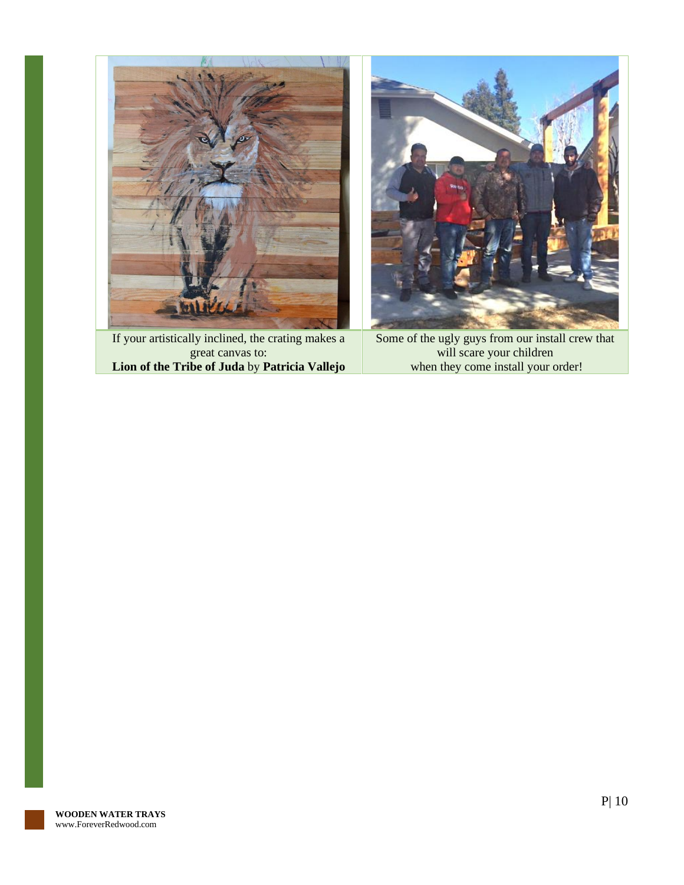If your artistically inclined, the crating makes a great canvas to:
**Lion of the Tribe of Juda** by **Patricia Vallejo**

Some of the ugly guys from our install crew that will scare your children when they come install your order!